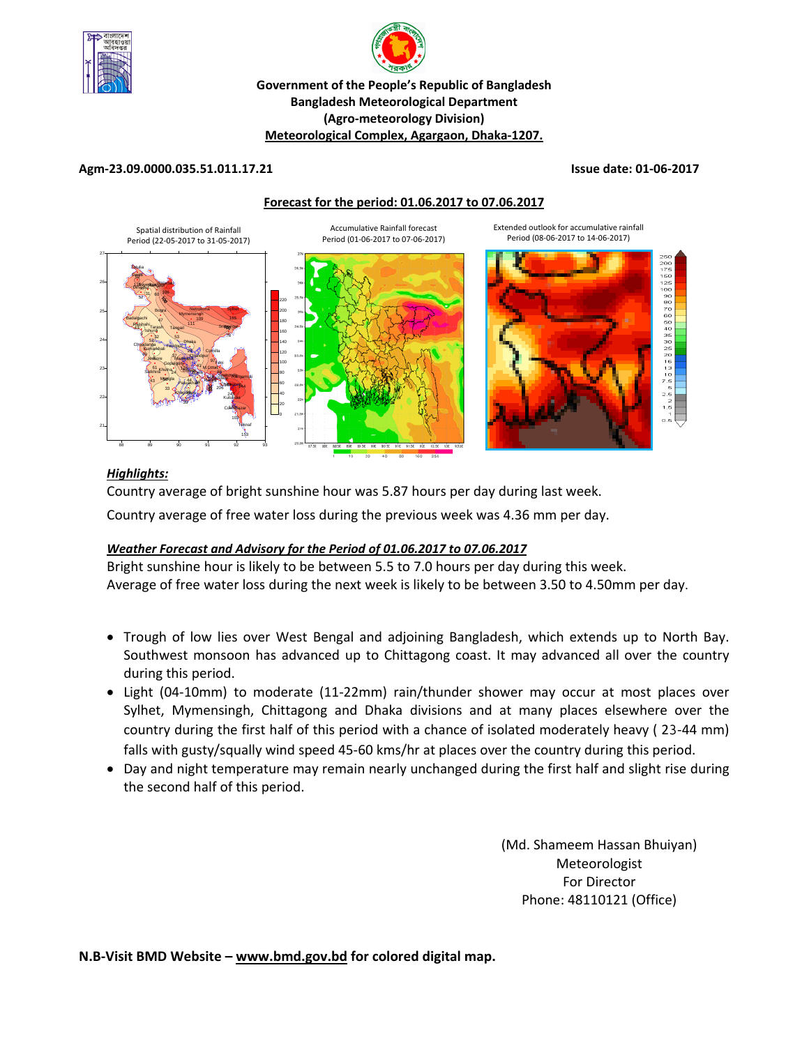**Government of the People's Republic of Bangladesh**
**Bangladesh Meteorological Department**
**(Agro-meteorology Division)**
**Meteorological Complex, Agargaon, Dhaka-1207.**

**Agm-23.09.0000.035.51.011.17.21** **Issue date: 01-06-2017**

**Forecast for the period: 01.06.2017 to 07.06.2017**

Spatial distribution of Rainfall Period (22-05-2017 to 31-05-2017)

Accumulative Rainfall forecast Period (01-06-2017 to 07-06-2017)

Extended outlook for accumulative rainfall Period (08-06-2017 to 14-06-2017)

### *Highlights:*

Country average of bright sunshine hour was 5.87 hours per day during last week.

Country average of free water loss during the previous week was 4.36 mm per day.

### *Weather Forecast and Advisory for the Period of 01.06.2017 to 07.06.2017*

Bright sunshine hour is likely to be between 5.5 to 7.0 hours per day during this week.
Average of free water loss during the next week is likely to be between 3.50 to 4.50mm per day.

- Trough of low lies over West Bengal and adjoining Bangladesh, which extends up to North Bay. Southwest monsoon has advanced up to Chittagong coast. It may advanced all over the country during this period.
- Light (04-10mm) to moderate (11-22mm) rain/thunder shower may occur at most places over Sylhet, Mymensingh, Chittagong and Dhaka divisions and at many places elsewhere over the country during the first half of this period with a chance of isolated moderately heavy ( 23-44 mm) falls with gusty/squally wind speed 45-60 kms/hr at places over the country during this period.
- Day and night temperature may remain nearly unchanged during the first half and slight rise during the second half of this period.

(Md. Shameem Hassan Bhuiyan)
Meteorologist
For Director
Phone: 48110121 (Office)

**N.B-Visit BMD Website – www.bmd.gov.bd for colored digital map.**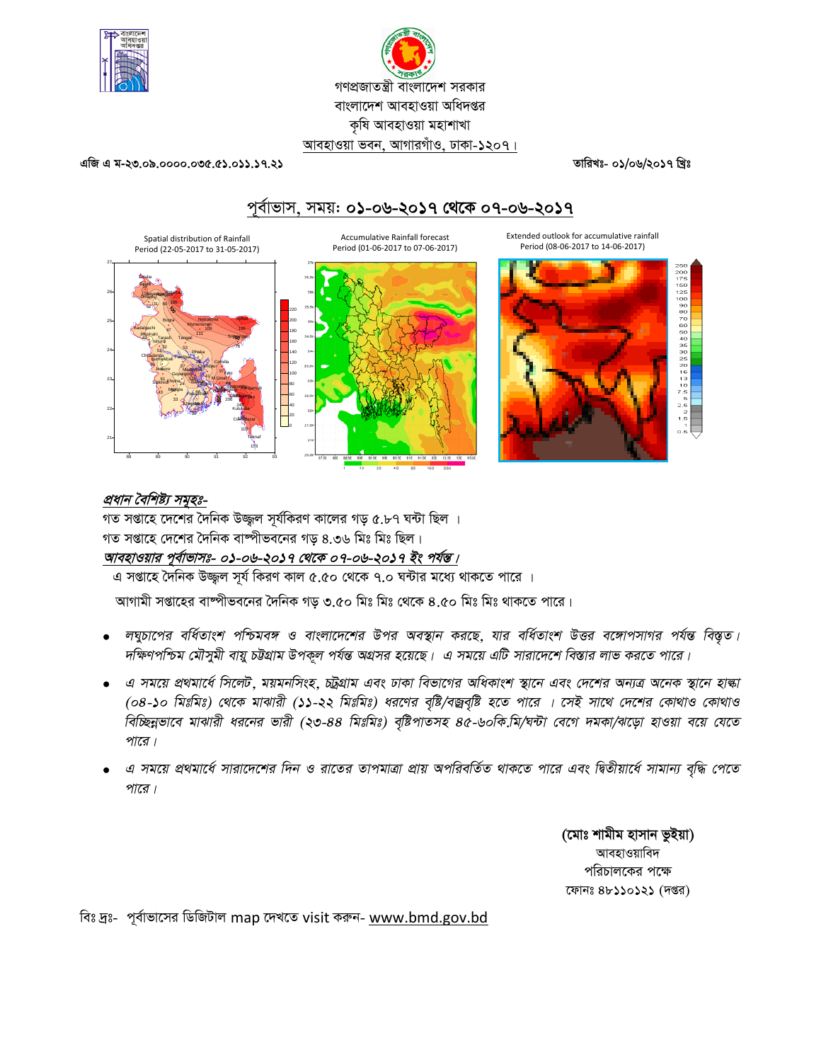গণপ্রজাতন্ত্রী বাংলাদেশ সরকার
বাংলাদেশ আবহাওয়া অধিদপ্তর
কৃষি আবহাওয়া মহাশাখা
আবহাওয়া ভবন, আগারগাঁও, ঢাকা-১২০৭।

এজি এ ম-২৩.০৯.০০০০.০৩৫.৫১.০১১.১৭.২১

তারিখঃ- ০১/০৬/২০১৭ খ্রিঃ

## পূর্বাভাস, সময়: ০১-০৬-২০১৭ থেকে ০৭-০৬-২০১৭

Spatial distribution of Rainfall Period (22-05-2017 to 31-05-2017)

Accumulative Rainfall forecast Period (01-06-2017 to 07-06-2017)

Extended outlook for accumulative rainfall Period (08-06-2017 to 14-06-2017)

***প্রধান বৈশিষ্ট্য সমূহঃ-***

গত সপ্তাহে দেশের দৈনিক উজ্জ্বল সূর্যকিরণ কালের গড় ৫.৮৭ ঘন্টা ছিল ।

গত সপ্তাহে দেশের দৈনিক বাষ্পীভবনের গড় ৪.৩৬ মিঃ মিঃ ছিল।

***আবহাওয়ার পূর্বাভাসঃ- ০১-০৬-২০১৭ থেকে ০৭-০৬-২০১৭ ইং পর্যন্ত।***

এ সপ্তাহে দৈনিক উজ্জ্বল সূর্য কিরণ কাল ৫.৫০ থেকে ৭.০ ঘন্টার মধ্যে থাকতে পারে ।

আগামী সপ্তাহের বাষ্পীভবনের দৈনিক গড় ৩.৫০ মিঃ মিঃ থেকে ৪.৫০ মিঃ মিঃ থাকতে পারে।

- *লঘুচাপের বর্ধিতাংশ পশ্চিমবঙ্গ ও বাংলাদেশের উপর অবস্থান করছে, যার বর্ধিতাংশ উত্তর বঙ্গোপসাগর পর্যন্ত বিস্তৃত। দক্ষিণপশ্চিম মৌসুমী বায়ু চট্টগ্রাম উপকূল পর্যন্ত অগ্রসর হয়েছে। এ সময়ে এটি সারাদেশে বিস্তার লাভ করতে পারে।*
- *এ সময়ে প্রথমার্ধে সিলেট, ময়মনসিংহ, চট্টগ্রাম এবং ঢাকা বিভাগের অধিকাংশ স্থানে এবং দেশের অন্যত্র অনেক স্থানে হাল্কা (০৪-১০ মিঃমিঃ) থেকে মাঝারী (১১-২২ মিঃমিঃ) ধরণের বৃষ্টি/বজ্রবৃষ্টি হতে পারে । সেই সাথে দেশের কোথাও কোথাও বিচ্ছিন্নভাবে মাঝারী ধরনের ভারী (২৩-৪৪ মিঃমিঃ) বৃষ্টিপাতসহ ৪৫-৬০কি.মি/ঘন্টা বেগে দমকা/ঝড়ো হাওয়া বয়ে যেতে পারে।*
- *এ সময়ে প্রথমার্ধে সারাদেশের দিন ও রাতের তাপমাত্রা প্রায় অপরিবর্তিত থাকতে পারে এবং দ্বিতীয়ার্ধে সামান্য বৃদ্ধি পেতে পারে।*

**(মোঃ শামীম হাসান ভুইয়া)**
আবহাওয়াবিদ
পরিচালকের পক্ষে
ফোনঃ ৪৮১১০১২১ (দপ্তর)

বিঃ দ্রঃ- পূর্বাভাসের ডিজিটাল map দেখতে visit করুন- www.bmd.gov.bd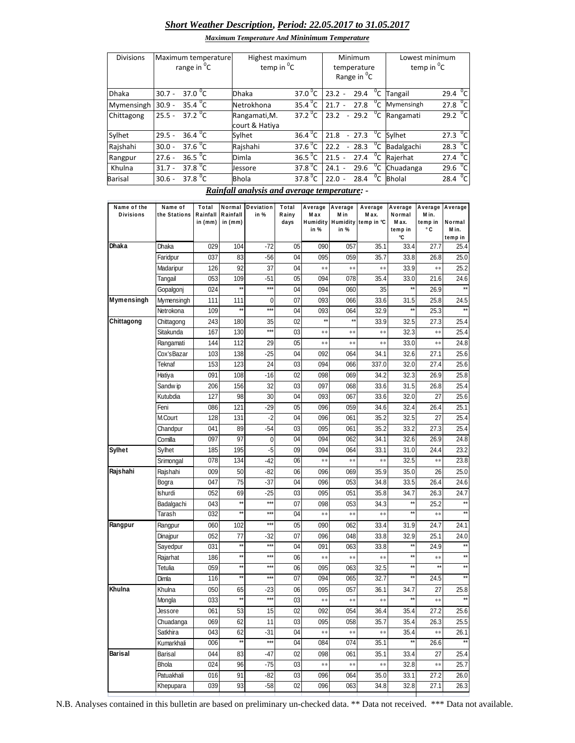## ***Short Weather Description, Period: 22.05.2017 to 31.05.2017***

***Maximum Temperature And Mininimum Temperature***

| Divisions | Maximum temperature range in $^{0}C$ | Highest maximum temp in $^{0}C$ | | Minimum temperature Range in $^{0}C$ | Lowest minimum temp in $^{0}C$ | |
|---|---|---|---|---|---|---|
| Dhaka | 30.7 - 37.0 $^{0}C$ | Dhaka | 37.0 $^{0}C$ | 23.2 - 29.4 $^{0}C$ | Tangail | 29.4 $^{0}C$ |
| Mymensingh | 30.9 - 35.4 $^{0}C$ | Netrokhona | 35.4 $^{0}C$ | 21.7 - 27.8 $^{0}C$ | Mymensingh | 27.8 $^{0}C$ |
| Chittagong | 25.5 - 37.2 $^{0}C$ | Rangamati,M. court & Hatiya | 37.2 $^{0}C$ | 23.2 - 29.2 $^{0}C$ | Rangamati | 29.2 $^{0}C$ |
| Sylhet | 29.5 - 36.4 $^{0}C$ | Sylhet | 36.4 $^{0}C$ | 21.8 - 27.3 $^{0}C$ | Sylhet | 27.3 $^{0}C$ |
| Rajshahi | 30.0 - 37.6 $^{0}C$ | Rajshahi | 37.6 $^{0}C$ | 22.2 - 28.3 $^{0}C$ | Badalgachi | 28.3 $^{0}C$ |
| Rangpur | 27.6 - 36.5 $^{0}C$ | Dimla | 36.5 $^{0}C$ | 21.5 - 27.4 $^{0}C$ | Rajerhat | 27.4 $^{0}C$ |
| Khulna | 31.7 - 37.8 $^{0}C$ | Jessore | 37.8 $^{0}C$ | 24.1 - 29.6 $^{0}C$ | Chuadanga | 29.6 $^{0}C$ |
| Barisal | 30.6 - 37.8 $^{0}C$ | Bhola | 37.8 $^{0}C$ | 22.0 - 28.4 $^{0}C$ | Bholal | 28.4 $^{0}C$ |

***Rainfall analysis and average temperature: -***

| Name of the Divisions | Name of the Stations | Total Rainfall in (mm) | Normal Rainfall in (mm) | Deviation in % | Total Rainy days | Average Max Humidity in % | Average Min Humidity in % | Average Max. temp in ℃ | Average Normal Max. temp in ℃ | Average Min. temp in °C | Average Normal Min. temp in |
|---|---|---|---|---|---|---|---|---|---|---|---|
| **Dhaka** | Dhaka | 029 | 104 | -72 | 05 | 090 | 057 | 35.1 | 33.4 | 27.7 | 25.4 |
| | Faridpur | 037 | 83 | -56 | 04 | 095 | 059 | 35.7 | 33.8 | 26.8 | 25.0 |
| | Madaripur | 126 | 92 | 37 | 04 | ** | ** | ** | 33.9 | ** | 25.2 |
| | Tangail | 053 | 109 | -51 | 05 | 094 | 078 | 35.4 | 33.0 | 21.6 | 24.6 |
| | Gopalgonj | 024 | ** | *** | 04 | 094 | 060 | 35 | ** | 26.9 | ** |
| **Mymensingh** | Mymensingh | 111 | 111 | 0 | 07 | 093 | 066 | 33.6 | 31.5 | 25.8 | 24.5 |
| | Netrokona | 109 | ** | *** | 04 | 093 | 064 | 32.9 | ** | 25.3 | ** |
| **Chittagong** | Chittagong | 243 | 180 | 35 | 02 | ** | ** | 33.9 | 32.5 | 27.3 | 25.4 |
| | Sitakunda | 167 | 130 | *** | 03 | ** | ** | ** | 32.3 | ** | 25.4 |
| | Rangamati | 144 | 112 | 29 | 05 | ** | ** | ** | 33.0 | ** | 24.8 |
| | Cox'sBazar | 103 | 138 | -25 | 04 | 092 | 064 | 34.1 | 32.6 | 27.1 | 25.6 |
| | Teknaf | 153 | 123 | 24 | 03 | 094 | 066 | 337.0 | 32.0 | 27.4 | 25.6 |
| | Hatiya | 091 | 108 | -16 | 02 | 098 | 069 | 34.2 | 32.3 | 26.9 | 25.8 |
| | Sandwip | 206 | 156 | 32 | 03 | 097 | 068 | 33.6 | 31.5 | 26.8 | 25.4 |
| | Kutubdia | 127 | 98 | 30 | 04 | 093 | 067 | 33.6 | 32.0 | 27 | 25.6 |
| | Feni | 086 | 121 | -29 | 05 | 096 | 059 | 34.6 | 32.4 | 26.4 | 25.1 |
| | M.Court | 128 | 131 | -2 | 04 | 096 | 061 | 35.2 | 32.5 | 27 | 25.4 |
| | Chandpur | 041 | 89 | -54 | 03 | 095 | 061 | 35.2 | 33.2 | 27.3 | 25.4 |
| | Comilla | 097 | 97 | 0 | 04 | 094 | 062 | 34.1 | 32.6 | 26.9 | 24.8 |
| **Sylhet** | Sylhet | 185 | 195 | -5 | 09 | 094 | 064 | 33.1 | 31.0 | 24.4 | 23.2 |
| | Srimongal | 078 | 134 | -42 | 06 | ** | ** | ** | 32.5 | ** | 23.8 |
| **Rajshahi** | Rajshahi | 009 | 50 | -82 | 06 | 096 | 069 | 35.9 | 35.0 | 26 | 25.0 |
| | Bogra | 047 | 75 | -37 | 04 | 096 | 053 | 34.8 | 33.5 | 26.4 | 24.6 |
| | Ishurdi | 052 | 69 | -25 | 03 | 095 | 051 | 35.8 | 34.7 | 26.3 | 24.7 |
| | Badalgachi | 043 | ** | *** | 07 | 098 | 053 | 34.3 | ** | 25.2 | ** |
| | Tarash | 032 | ** | *** | 04 | ** | ** | ** | ** | ** | ** |
| **Rangpur** | Rangpur | 060 | 102 | *** | 05 | 090 | 062 | 33.4 | 31.9 | 24.7 | 24.1 |
| | Dinajpur | 052 | 77 | -32 | 07 | 096 | 048 | 33.8 | 32.9 | 25.1 | 24.0 |
| | Sayedpur | 031 | ** | *** | 04 | 091 | 063 | 33.8 | ** | 24.9 | ** |
| | Rajarhat | 186 | ** | *** | 06 | ** | ** | ** | ** | ** | ** |
| | Tetulia | 059 | ** | *** | 06 | 095 | 063 | 32.5 | ** | ** | ** |
| | Dimla | 116 | ** | *** | 07 | 094 | 065 | 32.7 | ** | 24.5 | ** |
| **Khulna** | Khulna | 050 | 65 | -23 | 06 | 095 | 057 | 36.1 | 34.7 | 27 | 25.8 |
| | Mongla | 033 | ** | *** | 03 | ** | ** | ** | ** | ** | ** |
| | Jessore | 061 | 53 | 15 | 02 | 092 | 054 | 36.4 | 35.4 | 27.2 | 25.6 |
| | Chuadanga | 069 | 62 | 11 | 03 | 095 | 058 | 35.7 | 35.4 | 26.3 | 25.5 |
| | Satkhira | 043 | 62 | -31 | 04 | ** | ** | ** | 35.4 | ** | 26.1 |
| | Kumarkhali | 006 | ** | *** | 04 | 084 | 074 | 35.1 | ** | 26.6 | ** |
| **Barisal** | Barisal | 044 | 83 | -47 | 02 | 098 | 061 | 35.1 | 33.4 | 27 | 25.4 |
| | Bhola | 024 | 96 | -75 | 03 | ** | ** | ** | 32.8 | ** | 25.7 |
| | Patuakhali | 016 | 91 | -82 | 03 | 096 | 064 | 35.0 | 33.1 | 27.2 | 26.0 |
| | Khepupara | 039 | 93 | -58 | 02 | 096 | 063 | 34.8 | 32.8 | 27.1 | 26.3 |

N.B. Analyses contained in this bulletin are based on preliminary un-checked data. ** Data not received. *** Data not available.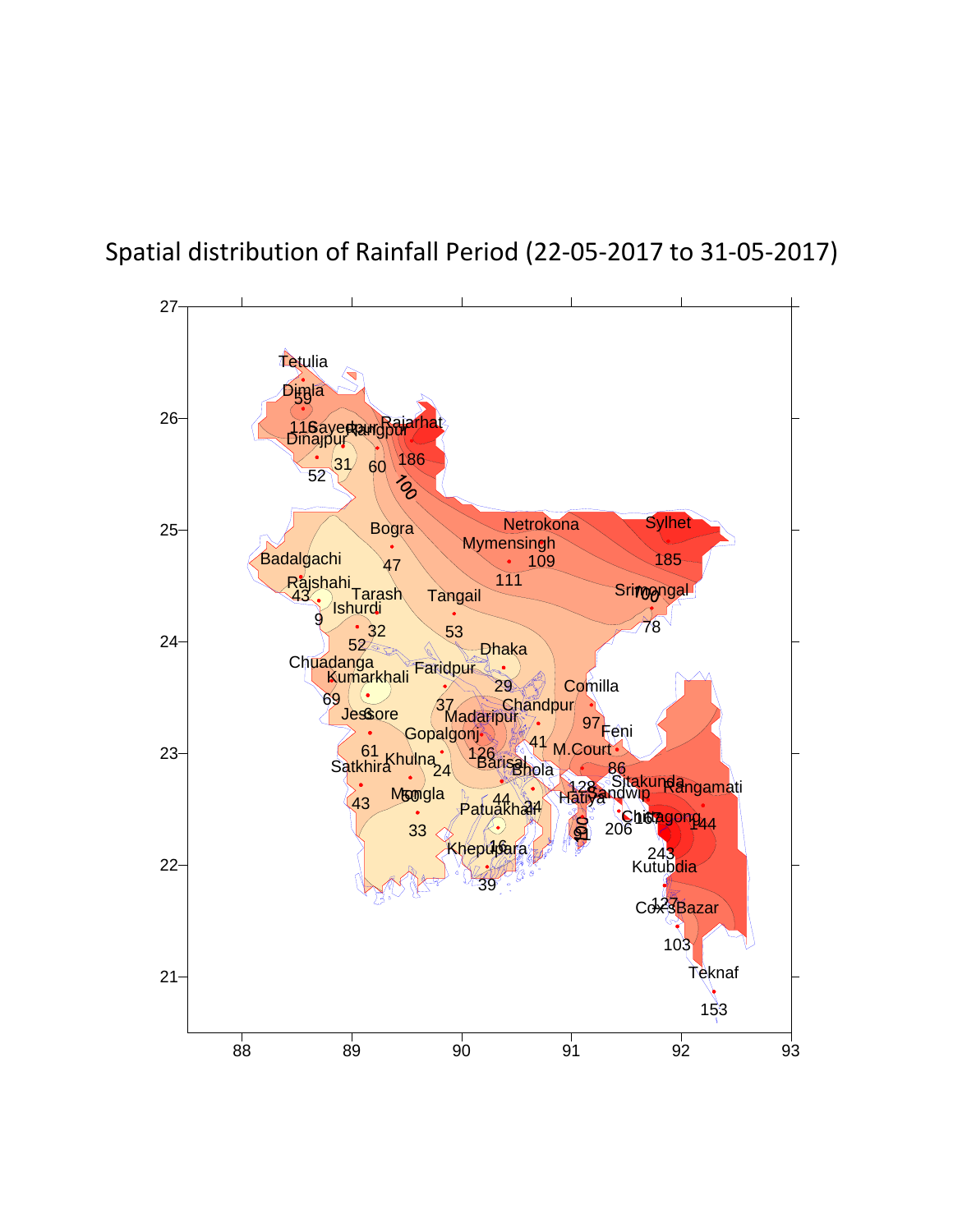# Spatial distribution of Rainfall Period (22-05-2017 to 31-05-2017)

27
26
25
24
23
22
21

88
89
90
91
92
93

Tetulia
Dimla
59
116
Sayedpur
Rajarhat
Rangpur
Dinajpur
52
31
60
186
100
Bogra
47
Netrokona
Mymensingh
109
111
Sylhet
185
Badalgachi
Rajshahi
43
9
Tarash
Ishurdi
32
52
Tangail
53
Srimongal
100
78
Chuadanga
Kumarkhali
69
Dhaka
29
Faridpur
37
Comilla
Chandpur
97
Madaripur
Jessore
6
61
Gopalgonj
126
41
Feni
M.Court
86
Satkhira
43
Khulna
24
Barisal
Bhola
Mongla
60
33
44
24
Patuakhali
Hatiya
128
Sandwip
Sitakunda
Rangamati
Chittagong
167
206
144
100
91
243
Khepupara
16
39
Kutubdia
127
Cox'sBazar
103
Teknaf
153